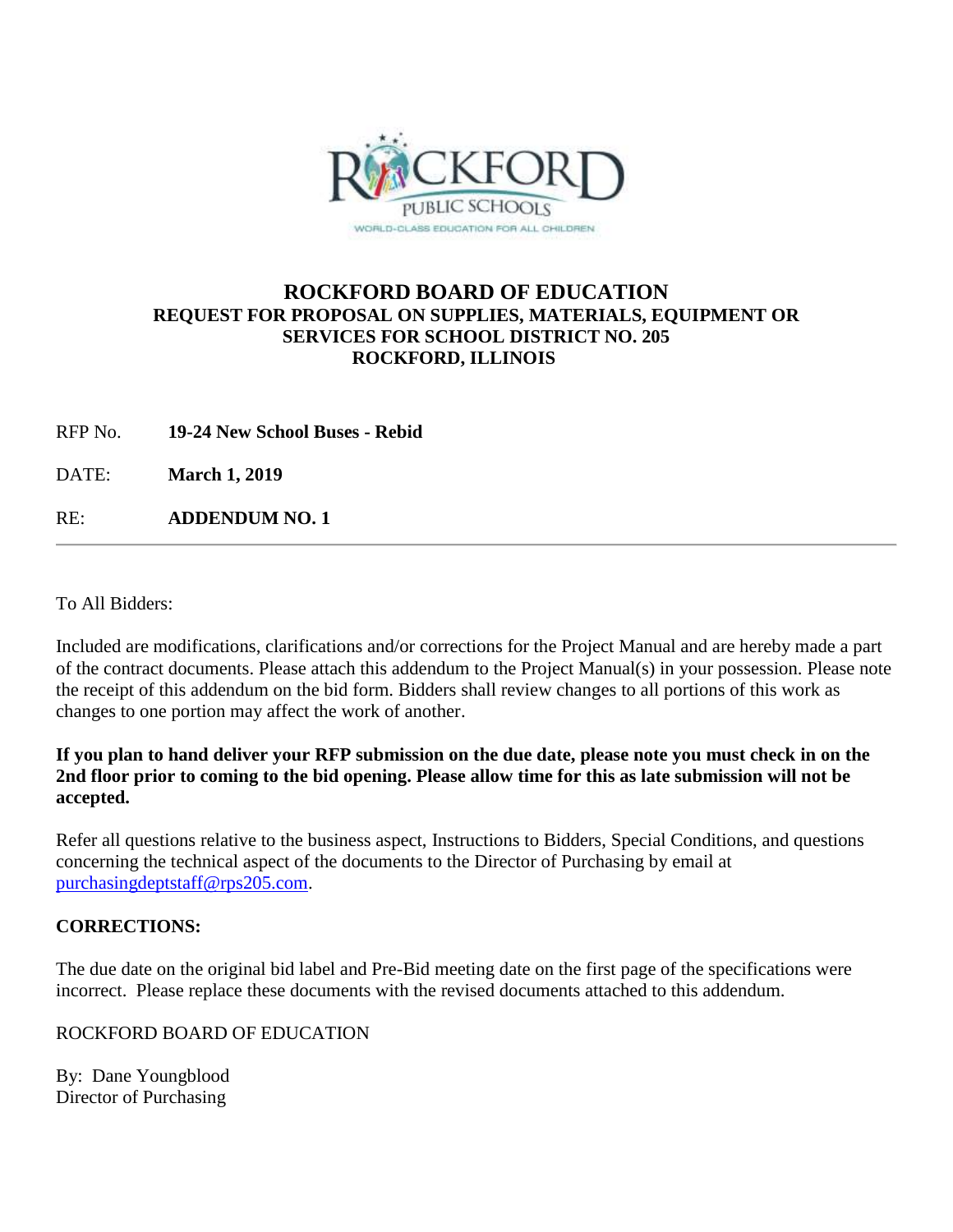# ROCKFORD BOARD OF EDUCATION

**REQUEST FOR PROPOSAL ON SUPPLIES, MATERIALS, EQUIPMENT OR SERVICES FOR SCHOOL DISTRICT NO. 205**
**ROCKFORD, ILLINOIS**

RFP No. **19-24 New School Buses - Rebid**

DATE: **March 1, 2019**

RE: **ADDENDUM NO. 1**

---

To All Bidders:

Included are modifications, clarifications and/or corrections for the Project Manual and are hereby made a part of the contract documents. Please attach this addendum to the Project Manual(s) in your possession. Please note the receipt of this addendum on the bid form. Bidders shall review changes to all portions of this work as changes to one portion may affect the work of another.

**If you plan to hand deliver your RFP submission on the due date, please note you must check in on the 2nd floor prior to coming to the bid opening. Please allow time for this as late submission will not be accepted.**

Refer all questions relative to the business aspect, Instructions to Bidders, Special Conditions, and questions concerning the technical aspect of the documents to the Director of Purchasing by email at purchasingdeptstaff@rps205.com.

**CORRECTIONS:**

The due date on the original bid label and Pre-Bid meeting date on the first page of the specifications were incorrect. Please replace these documents with the revised documents attached to this addendum.

ROCKFORD BOARD OF EDUCATION

By: Dane Youngblood
Director of Purchasing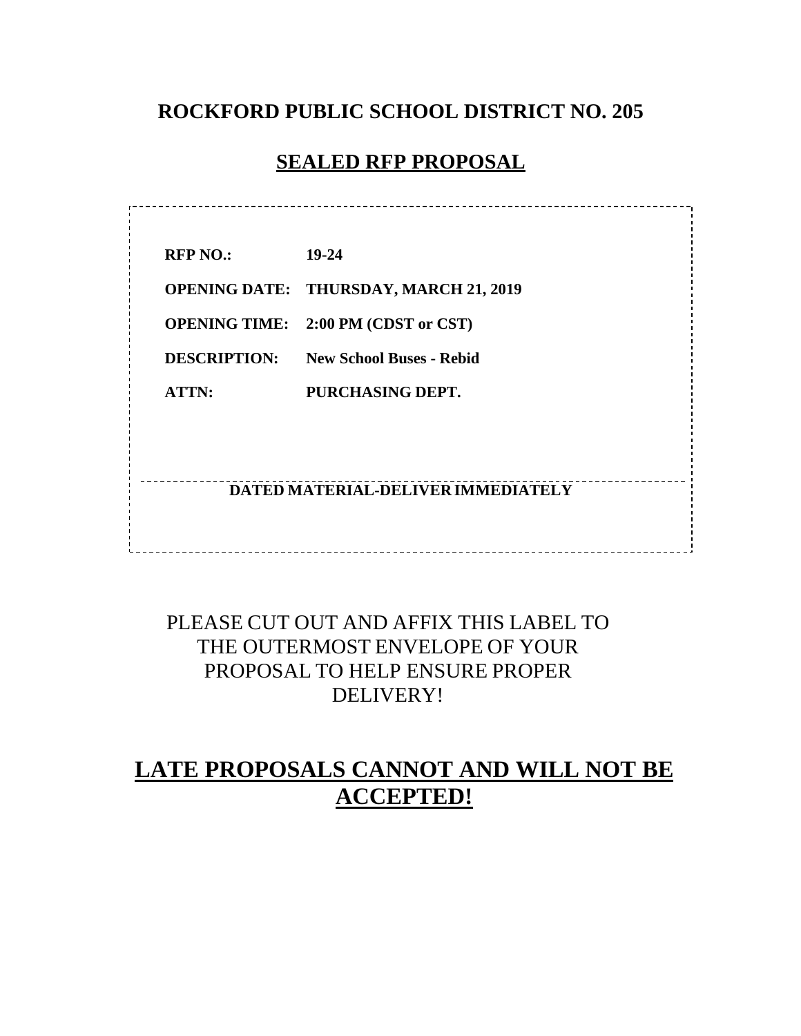# ROCKFORD PUBLIC SCHOOL DISTRICT NO. 205

## SEALED RFP PROPOSAL

| | |
|---|---|
| **RFP NO.:** | **19-24** |
| **OPENING DATE:** | **THURSDAY, MARCH 21, 2019** |
| **OPENING TIME:** | **2:00 PM (CDST or CST)** |
| **DESCRIPTION:** | **New School Buses - Rebid** |
| **ATTN:** | **PURCHASING DEPT.** |

**DATED MATERIAL-DELIVER IMMEDIATELY**

PLEASE CUT OUT AND AFFIX THIS LABEL TO THE OUTERMOST ENVELOPE OF YOUR PROPOSAL TO HELP ENSURE PROPER DELIVERY!

## LATE PROPOSALS CANNOT AND WILL NOT BE ACCEPTED!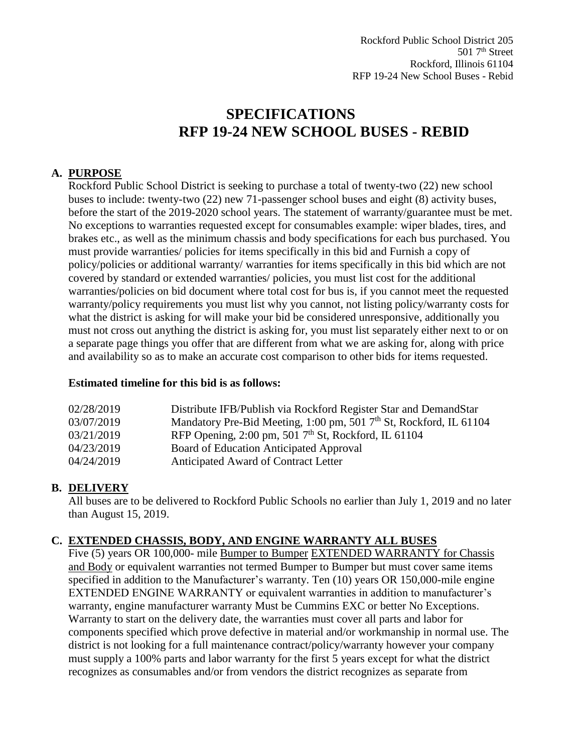# SPECIFICATIONS
# RFP 19-24 NEW SCHOOL BUSES - REBID

## A. PURPOSE

Rockford Public School District is seeking to purchase a total of twenty-two (22) new school buses to include: twenty-two (22) new 71-passenger school buses and eight (8) activity buses, before the start of the 2019-2020 school years. The statement of warranty/guarantee must be met. No exceptions to warranties requested except for consumables example: wiper blades, tires, and brakes etc., as well as the minimum chassis and body specifications for each bus purchased. You must provide warranties/ policies for items specifically in this bid and Furnish a copy of policy/policies or additional warranty/ warranties for items specifically in this bid which are not covered by standard or extended warranties/ policies, you must list cost for the additional warranties/policies on bid document where total cost for bus is, if you cannot meet the requested warranty/policy requirements you must list why you cannot, not listing policy/warranty costs for what the district is asking for will make your bid be considered unresponsive, additionally you must not cross out anything the district is asking for, you must list separately either next to or on a separate page things you offer that are different from what we are asking for, along with price and availability so as to make an accurate cost comparison to other bids for items requested.

**Estimated timeline for this bid is as follows:**

| | |
|---|---|
| 02/28/2019 | Distribute IFB/Publish via Rockford Register Star and DemandStar |
| 03/07/2019 | Mandatory Pre-Bid Meeting, 1:00 pm, 501 7th St, Rockford, IL 61104 |
| 03/21/2019 | RFP Opening, 2:00 pm, 501 7th St, Rockford, IL 61104 |
| 04/23/2019 | Board of Education Anticipated Approval |
| 04/24/2019 | Anticipated Award of Contract Letter |

## B. DELIVERY

All buses are to be delivered to Rockford Public Schools no earlier than July 1, 2019 and no later than August 15, 2019.

## C. EXTENDED CHASSIS, BODY, AND ENGINE WARRANTY ALL BUSES

Five (5) years OR 100,000- mile Bumper to Bumper EXTENDED WARRANTY for Chassis and Body or equivalent warranties not termed Bumper to Bumper but must cover same items specified in addition to the Manufacturer's warranty. Ten (10) years OR 150,000-mile engine EXTENDED ENGINE WARRANTY or equivalent warranties in addition to manufacturer's warranty, engine manufacturer warranty Must be Cummins EXC or better No Exceptions. Warranty to start on the delivery date, the warranties must cover all parts and labor for components specified which prove defective in material and/or workmanship in normal use. The district is not looking for a full maintenance contract/policy/warranty however your company must supply a 100% parts and labor warranty for the first 5 years except for what the district recognizes as consumables and/or from vendors the district recognizes as separate from